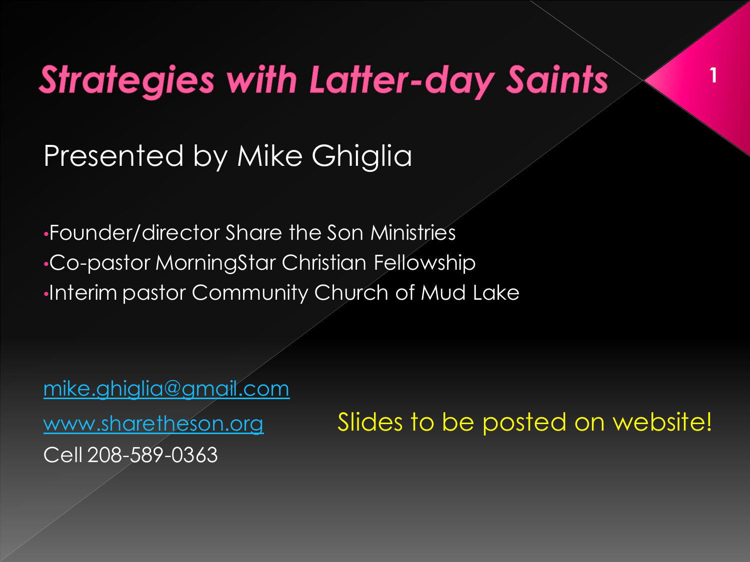# *Strategies with Latter-day Saints*

Presented by Mike Ghiglia

- Founder/director Share the Son Ministries
- Co-pastor MorningStar Christian Fellowship
- Interim pastor Community Church of Mud Lake

mike.ghiglia@gmail.com

www.sharetheson.org

Cell 208-589-0363

Slides to be posted on website!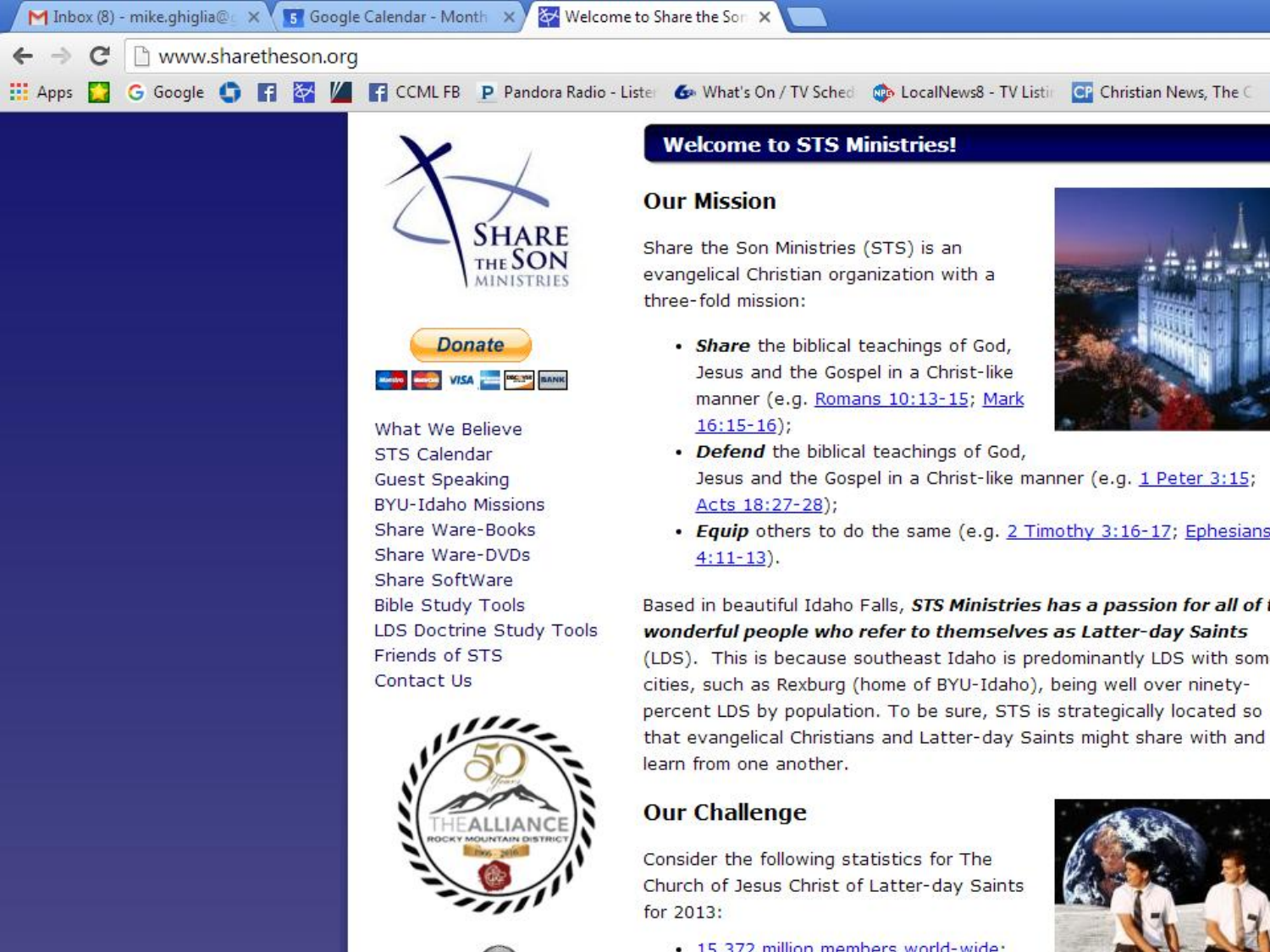# Welcome to STS Ministries!

## Our Mission

Share the Son Ministries (STS) is an evangelical Christian organization with a three-fold mission:

- ***Share*** the biblical teachings of God, Jesus and the Gospel in a Christ-like manner (e.g. Romans 10:13-15; Mark 16:15-16);
- ***Defend*** the biblical teachings of God, Jesus and the Gospel in a Christ-like manner (e.g. 1 Peter 3:15; Acts 18:27-28);
- ***Equip*** others to do the same (e.g. 2 Timothy 3:16-17; Ephesians 4:11-13).

Based in beautiful Idaho Falls, ***STS Ministries has a passion for all of the wonderful people who refer to themselves as Latter-day Saints*** (LDS). This is because southeast Idaho is predominantly LDS with some cities, such as Rexburg (home of BYU-Idaho), being well over ninety-percent LDS by population. To be sure, STS is strategically located so that evangelical Christians and Latter-day Saints might share with and learn from one another.

## Our Challenge

Consider the following statistics for The Church of Jesus Christ of Latter-day Saints for 2013:

- 15.372 million members world-wide;

What We Believe
STS Calendar
Guest Speaking
BYU-Idaho Missions
Share Ware-Books
Share Ware-DVDs
Share SoftWare
Bible Study Tools
LDS Doctrine Study Tools
Friends of STS
Contact Us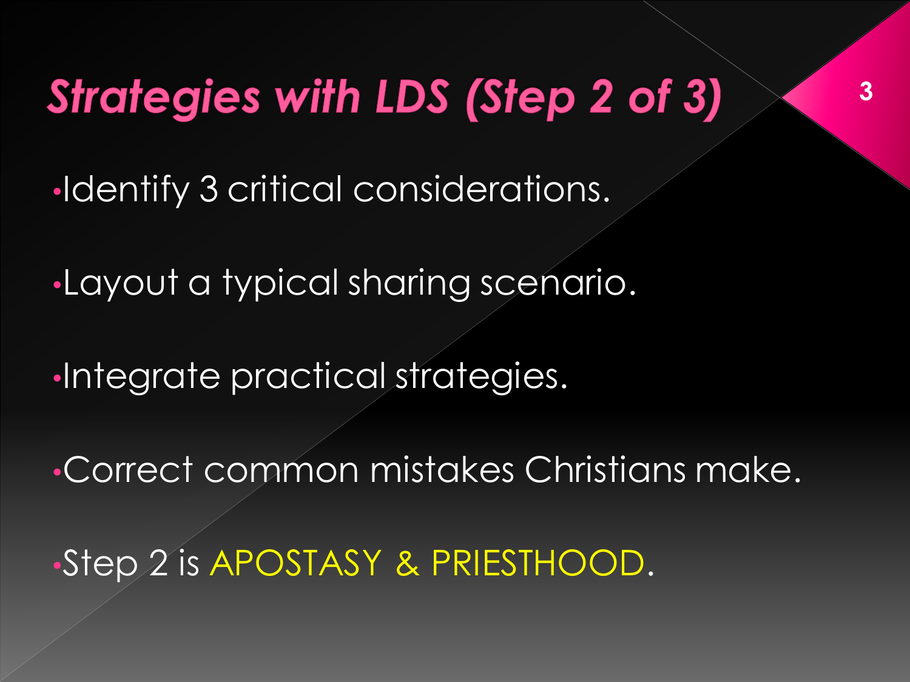# *Strategies with LDS (Step 2 of 3)*

- Identify 3 critical considerations.
- Layout a typical sharing scenario.
- Integrate practical strategies.
- Correct common mistakes Christians make.
- Step 2 is APOSTASY & PRIESTHOOD.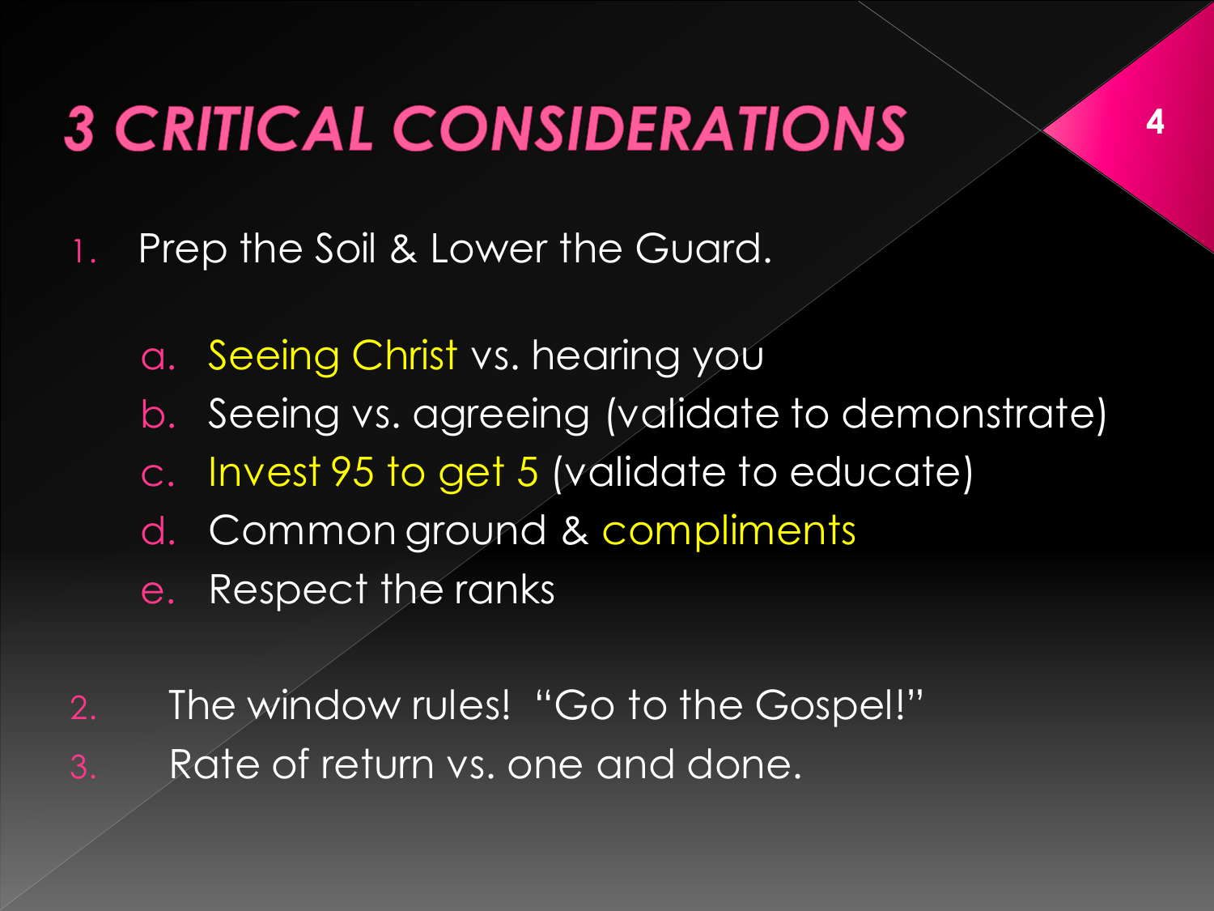# 3 CRITICAL CONSIDERATIONS

1. Prep the Soil & Lower the Guard.

   a. Seeing Christ vs. hearing you
   b. Seeing vs. agreeing (validate to demonstrate)
   c. Invest 95 to get 5 (validate to educate)
   d. Common ground & compliments
   e. Respect the ranks

2. The window rules! "Go to the Gospel!"
3. Rate of return vs. one and done.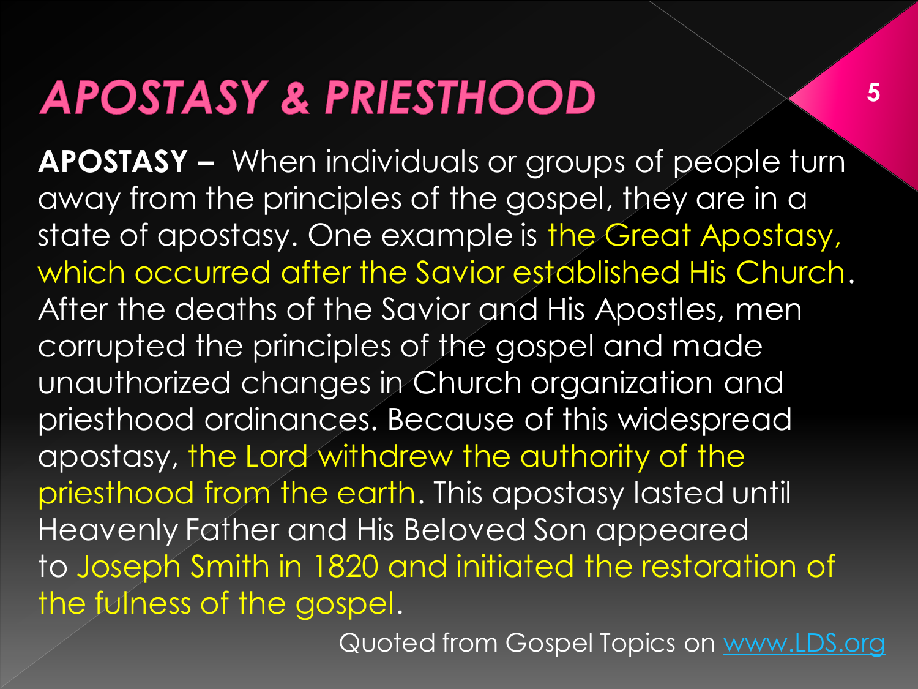# APOSTASY & PRIESTHOOD

**APOSTASY –** When individuals or groups of people turn away from the principles of the gospel, they are in a state of apostasy. One example is the Great Apostasy, which occurred after the Savior established His Church. After the deaths of the Savior and His Apostles, men corrupted the principles of the gospel and made unauthorized changes in Church organization and priesthood ordinances. Because of this widespread apostasy, the Lord withdrew the authority of the priesthood from the earth. This apostasy lasted until Heavenly Father and His Beloved Son appeared to Joseph Smith in 1820 and initiated the restoration of the fulness of the gospel.

Quoted from Gospel Topics on www.LDS.org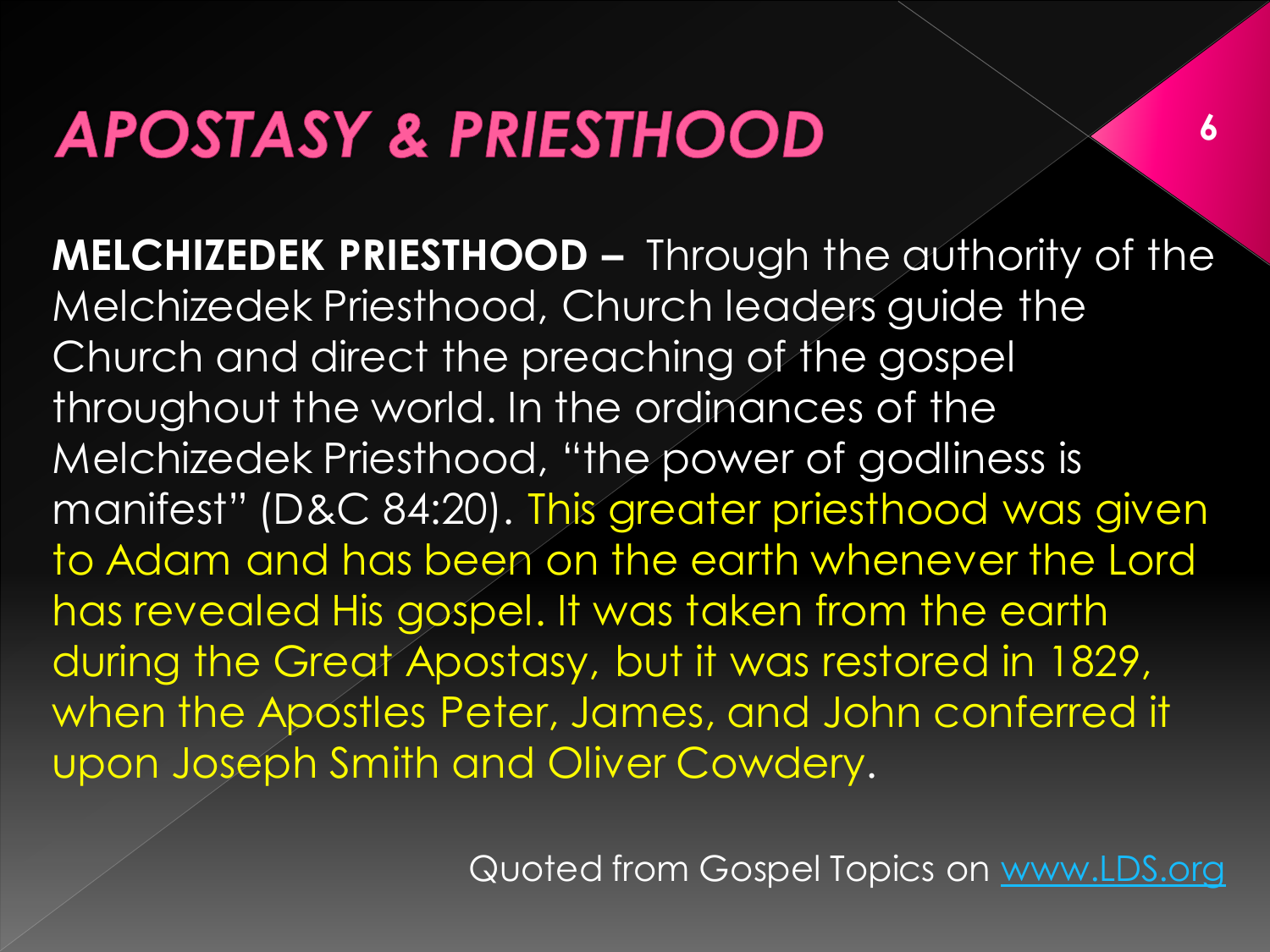# APOSTASY & PRIESTHOOD

**MELCHIZEDEK PRIESTHOOD –** Through the authority of the Melchizedek Priesthood, Church leaders guide the Church and direct the preaching of the gospel throughout the world. In the ordinances of the Melchizedek Priesthood, "the power of godliness is manifest" (D&C 84:20). This greater priesthood was given to Adam and has been on the earth whenever the Lord has revealed His gospel. It was taken from the earth during the Great Apostasy, but it was restored in 1829, when the Apostles Peter, James, and John conferred it upon Joseph Smith and Oliver Cowdery.

Quoted from Gospel Topics on www.LDS.org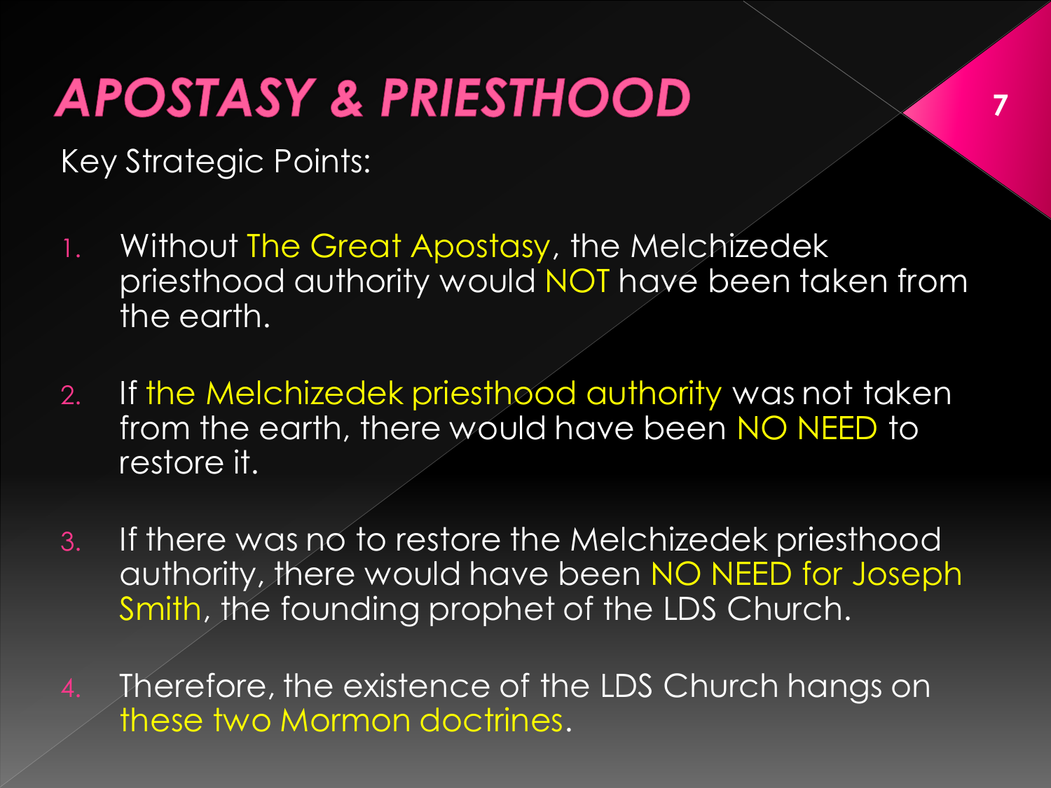# APOSTASY & PRIESTHOOD

Key Strategic Points:

1. Without The Great Apostasy, the Melchizedek priesthood authority would NOT have been taken from the earth.

2. If the Melchizedek priesthood authority was not taken from the earth, there would have been NO NEED to restore it.

3. If there was no to restore the Melchizedek priesthood authority, there would have been NO NEED for Joseph Smith, the founding prophet of the LDS Church.

4. Therefore, the existence of the LDS Church hangs on these two Mormon doctrines.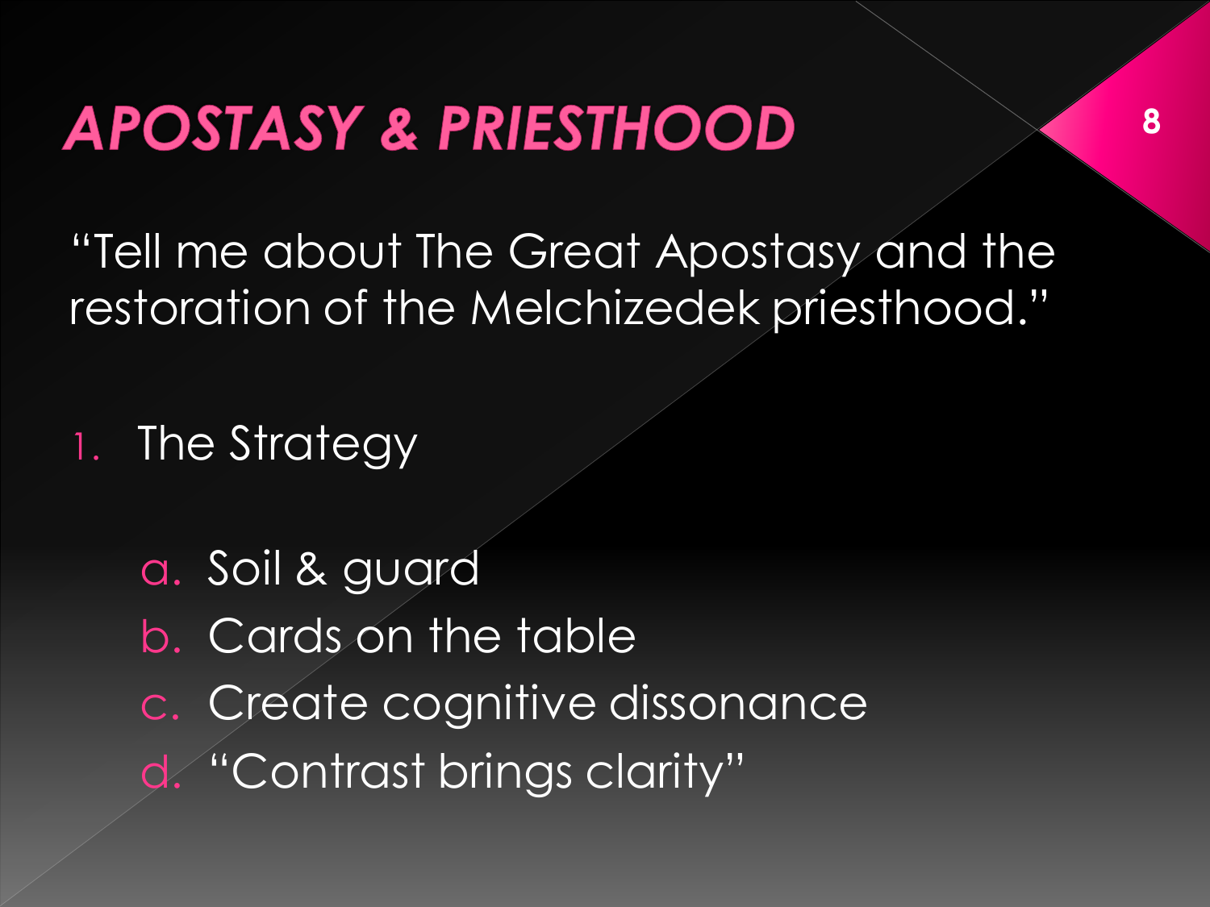# APOSTASY & PRIESTHOOD

"Tell me about The Great Apostasy and the restoration of the Melchizedek priesthood."

1. The Strategy

   a. Soil & guard
   b. Cards on the table
   c. Create cognitive dissonance
   d. "Contrast brings clarity"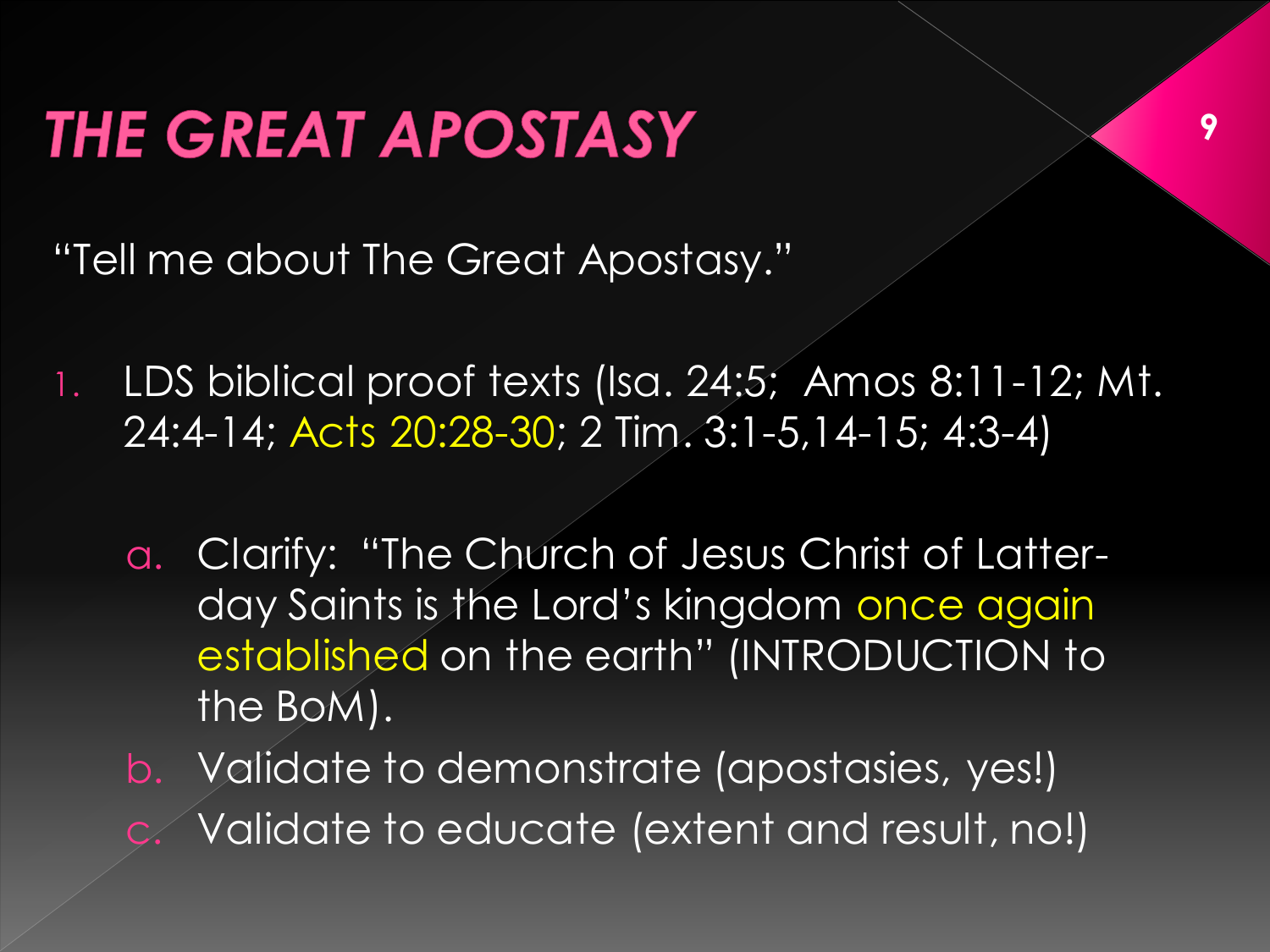# THE GREAT APOSTASY

"Tell me about The Great Apostasy."

1. LDS biblical proof texts (Isa. 24:5; Amos 8:11-12; Mt. 24:4-14; Acts 20:28-30; 2 Tim. 3:1-5,14-15; 4:3-4)

   a. Clarify: "The Church of Jesus Christ of Latter-day Saints is the Lord's kingdom once again established on the earth" (INTRODUCTION to the BoM).
   
   b. Validate to demonstrate (apostasies, yes!)
   
   c. Validate to educate (extent and result, no!)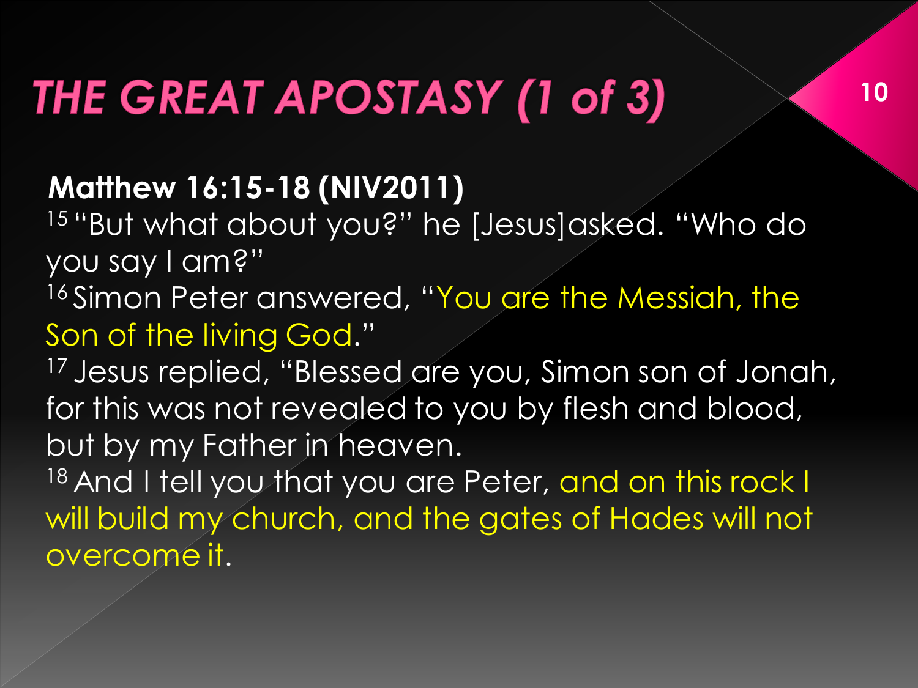# *THE GREAT APOSTASY (1 of 3)*

**Matthew 16:15-18 (NIV2011)**

[15] "But what about you?" he [Jesus]asked. "Who do you say I am?"

[16] Simon Peter answered, "You are the Messiah, the Son of the living God."

[17] Jesus replied, "Blessed are you, Simon son of Jonah, for this was not revealed to you by flesh and blood, but by my Father in heaven.

[18] And I tell you that you are Peter, and on this rock I will build my church, and the gates of Hades will not overcome it.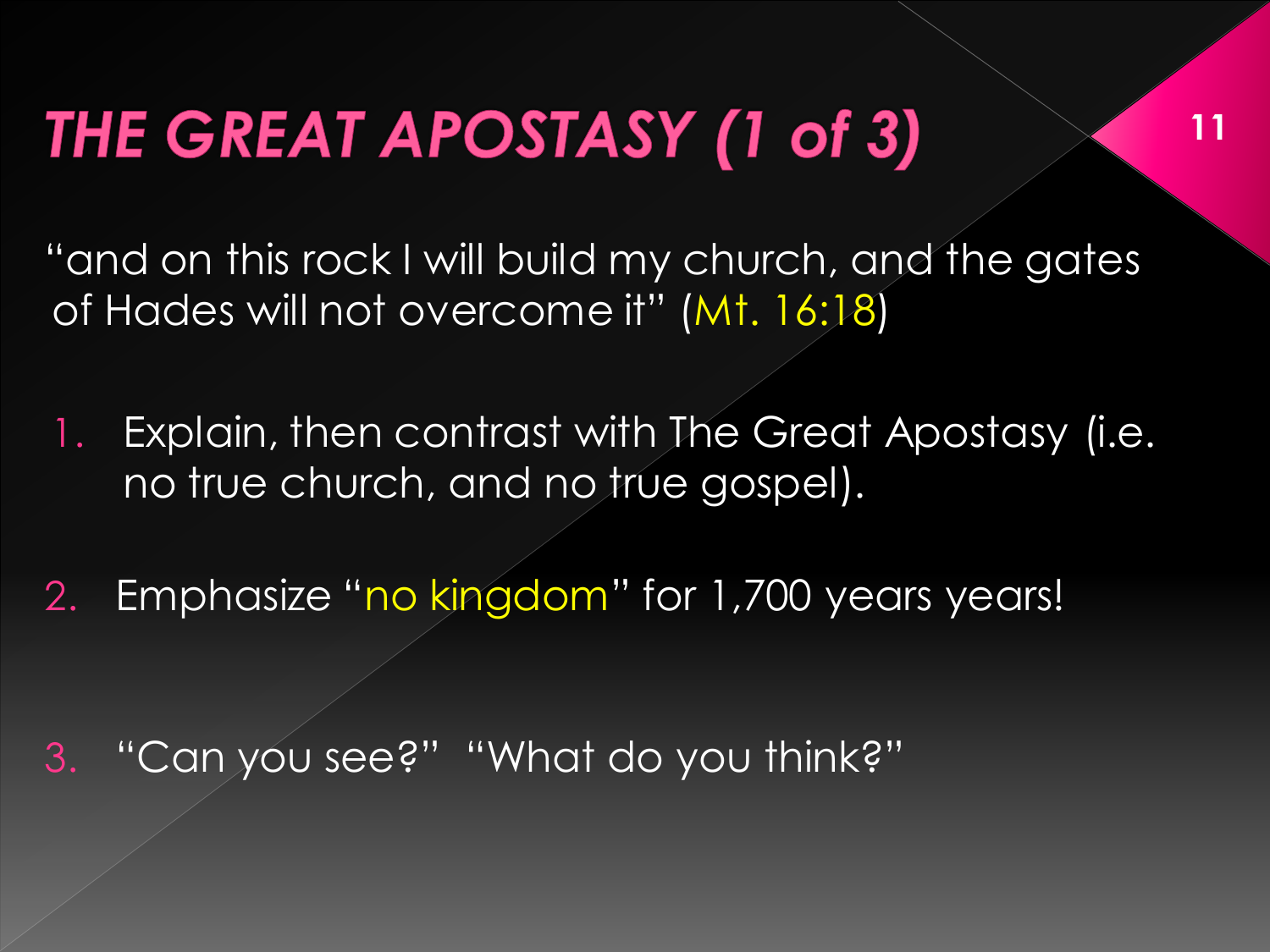# *THE GREAT APOSTASY (1 of 3)*

"and on this rock I will build my church, and the gates of Hades will not overcome it" (Mt. 16:18)

1. Explain, then contrast with The Great Apostasy (i.e. no true church, and no true gospel).

2. Emphasize "no kingdom" for 1,700 years years!

3. "Can you see?" "What do you think?"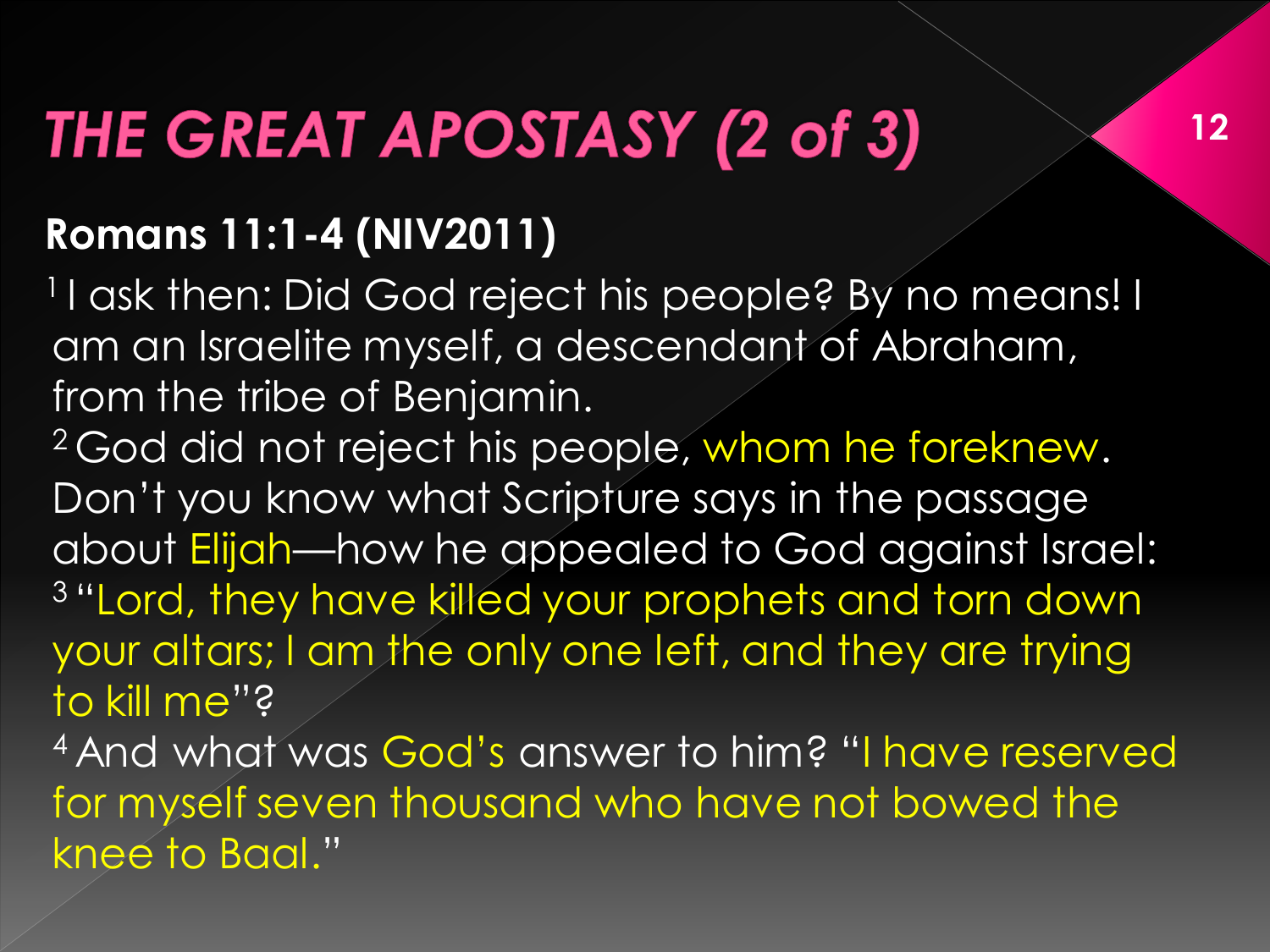# THE GREAT APOSTASY (2 of 3)

**Romans 11:1-4 (NIV2011)**

[1] I ask then: Did God reject his people? By no means! I am an Israelite myself, a descendant of Abraham, from the tribe of Benjamin.
[2] God did not reject his people, whom he foreknew. Don't you know what Scripture says in the passage about Elijah—how he appealed to God against Israel:
[3] "Lord, they have killed your prophets and torn down your altars; I am the only one left, and they are trying to kill me"?
[4] And what was God's answer to him? "I have reserved for myself seven thousand who have not bowed the knee to Baal."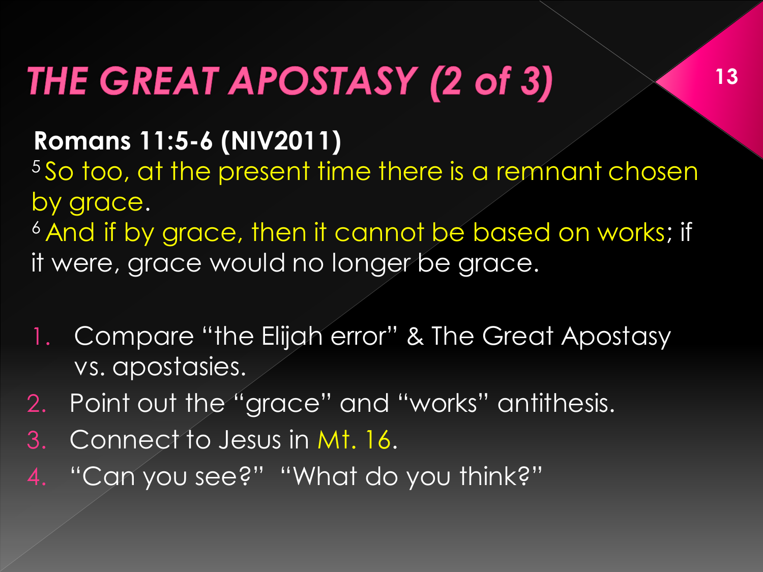# THE GREAT APOSTASY (2 of 3)

**Romans 11:5-6 (NIV2011)**

[5] So too, at the present time there is a remnant chosen by grace.

[6] And if by grace, then it cannot be based on works; if it were, grace would no longer be grace.

1. Compare "the Elijah error" & The Great Apostasy vs. apostasies.
2. Point out the "grace" and "works" antithesis.
3. Connect to Jesus in Mt. 16.
4. "Can you see?" "What do you think?"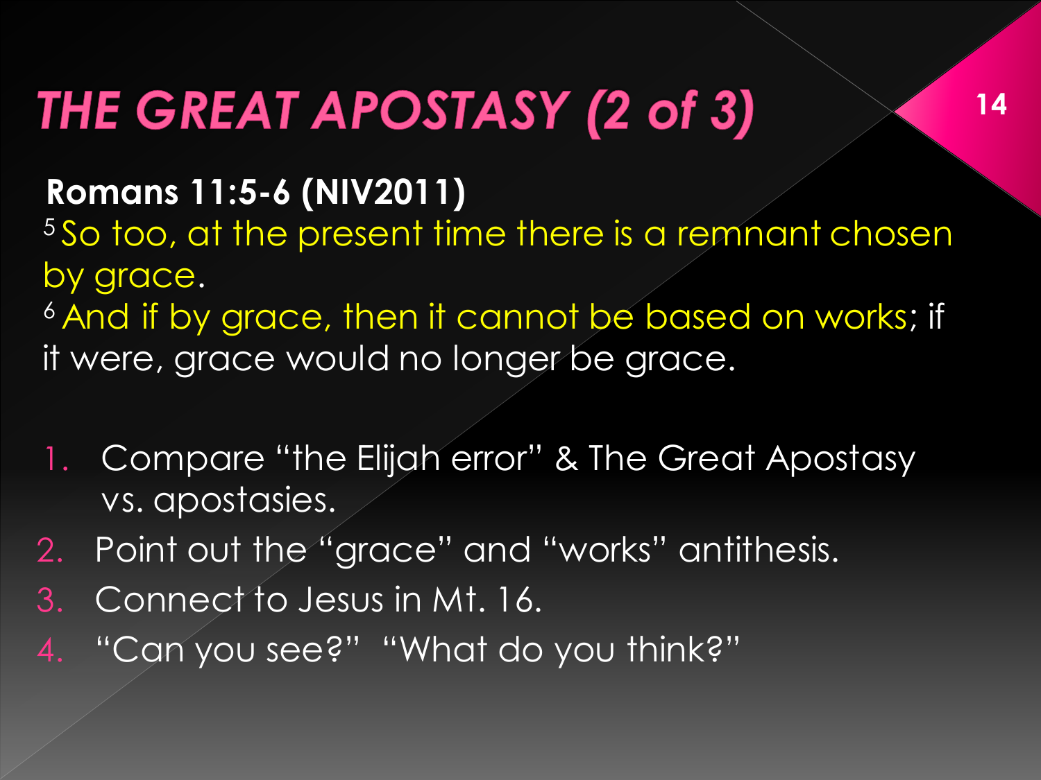# THE GREAT APOSTASY (2 of 3)

**Romans 11:5-6 (NIV2011)**

[5] So too, at the present time there is a remnant chosen by grace.

[6] And if by grace, then it cannot be based on works; if it were, grace would no longer be grace.

1. Compare "the Elijah error" & The Great Apostasy vs. apostasies.
2. Point out the "grace" and "works" antithesis.
3. Connect to Jesus in Mt. 16.
4. "Can you see?" "What do you think?"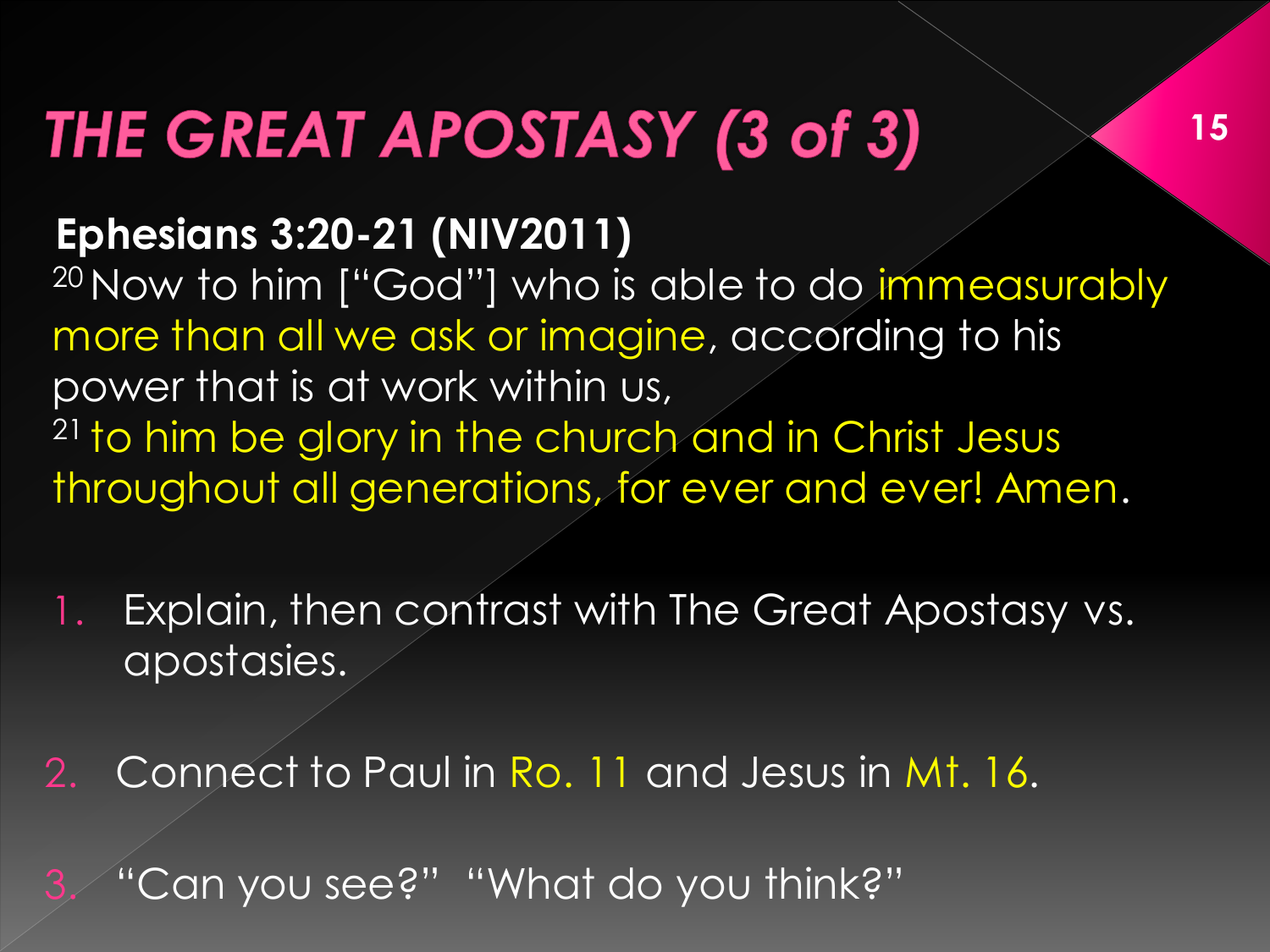# THE GREAT APOSTASY (3 of 3)

**Ephesians 3:20-21 (NIV2011)**

[20] Now to him ["God"] who is able to do immeasurably more than all we ask or imagine, according to his power that is at work within us,
[21] to him be glory in the church and in Christ Jesus throughout all generations, for ever and ever! Amen.

1. Explain, then contrast with The Great Apostasy vs. apostasies.
2. Connect to Paul in Ro. 11 and Jesus in Mt. 16.
3. "Can you see?" "What do you think?"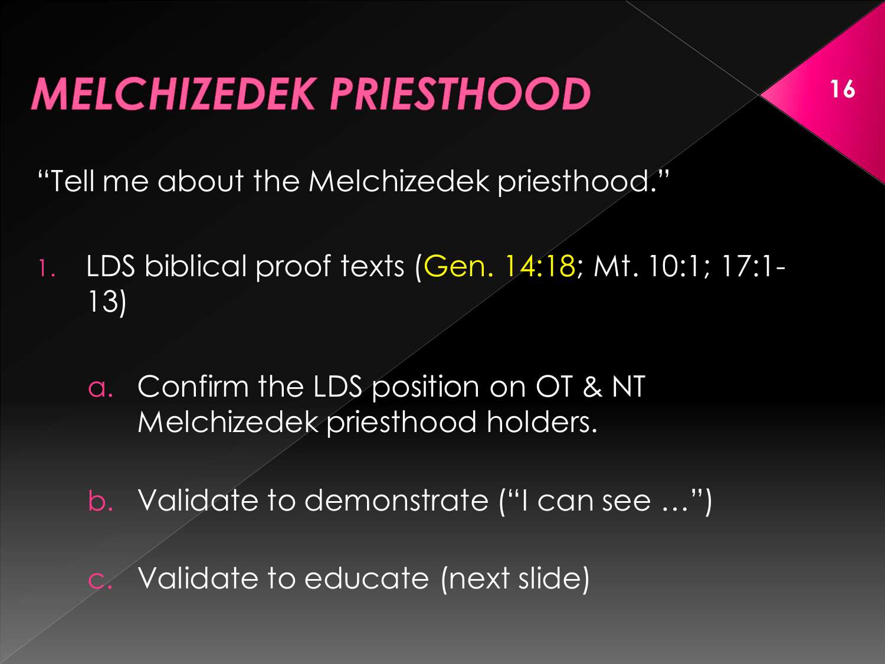# MELCHIZEDEK PRIESTHOOD

"Tell me about the Melchizedek priesthood."

1. LDS biblical proof texts (Gen. 14:18; Mt. 10:1; 17:1-13)

   a. Confirm the LDS position on OT & NT Melchizedek priesthood holders.

   b. Validate to demonstrate ("I can see …")

   c. Validate to educate (next slide)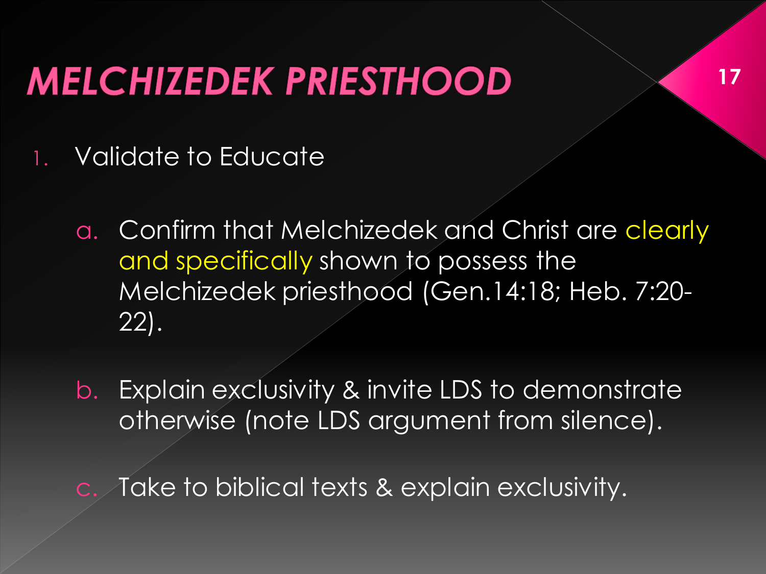# MELCHIZEDEK PRIESTHOOD

1. Validate to Educate

   a. Confirm that Melchizedek and Christ are clearly and specifically shown to possess the Melchizedek priesthood (Gen.14:18; Heb. 7:20-22).

   b. Explain exclusivity & invite LDS to demonstrate otherwise (note LDS argument from silence).

   c. Take to biblical texts & explain exclusivity.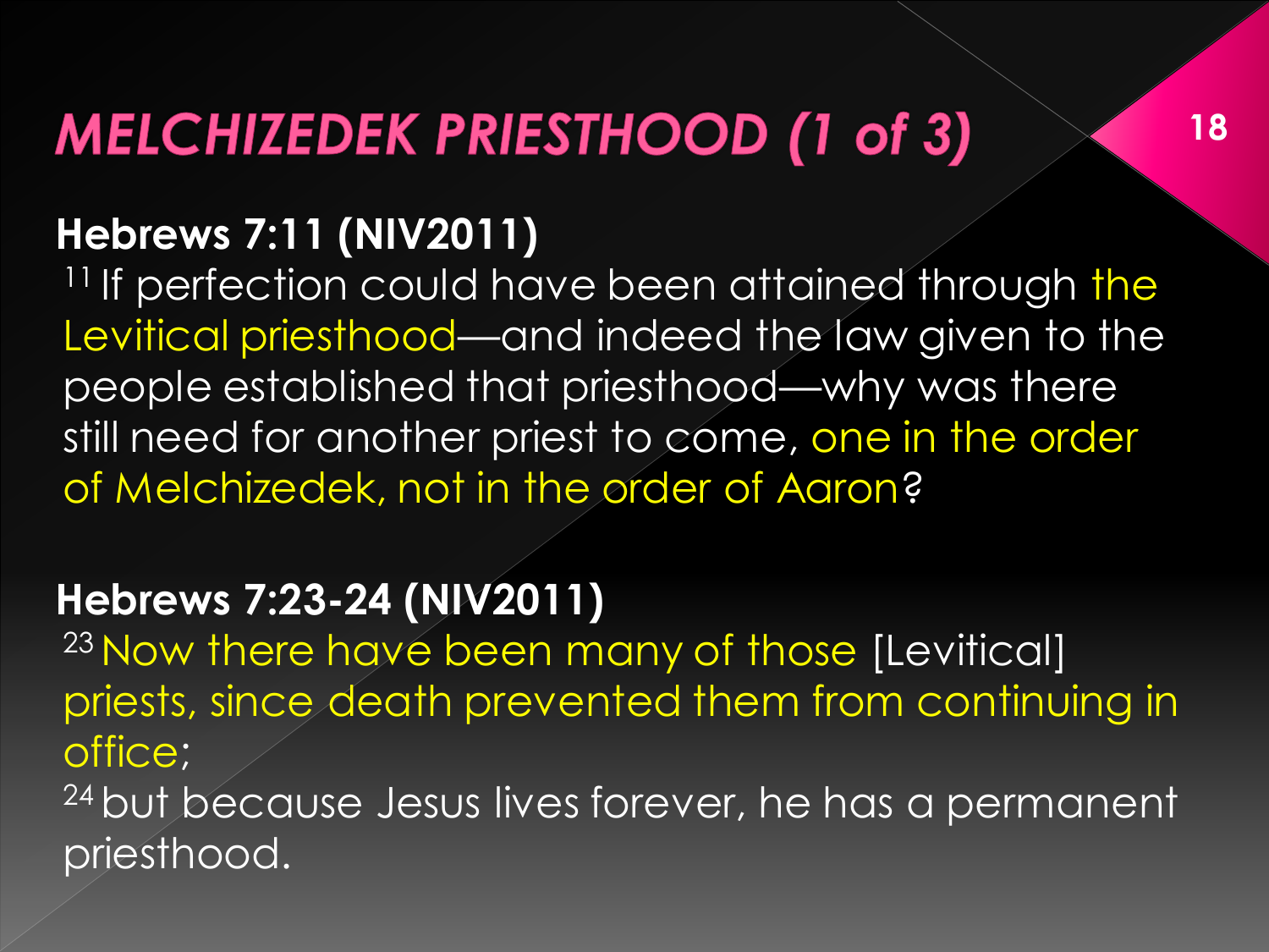# MELCHIZEDEK PRIESTHOOD (1 of 3)

**Hebrews 7:11 (NIV2011)**

[11] If perfection could have been attained through the Levitical priesthood—and indeed the law given to the people established that priesthood—why was there still need for another priest to come, one in the order of Melchizedek, not in the order of Aaron?

**Hebrews 7:23-24 (NIV2011)**

[23] Now there have been many of those [Levitical] priests, since death prevented them from continuing in office;

[24] but because Jesus lives forever, he has a permanent priesthood.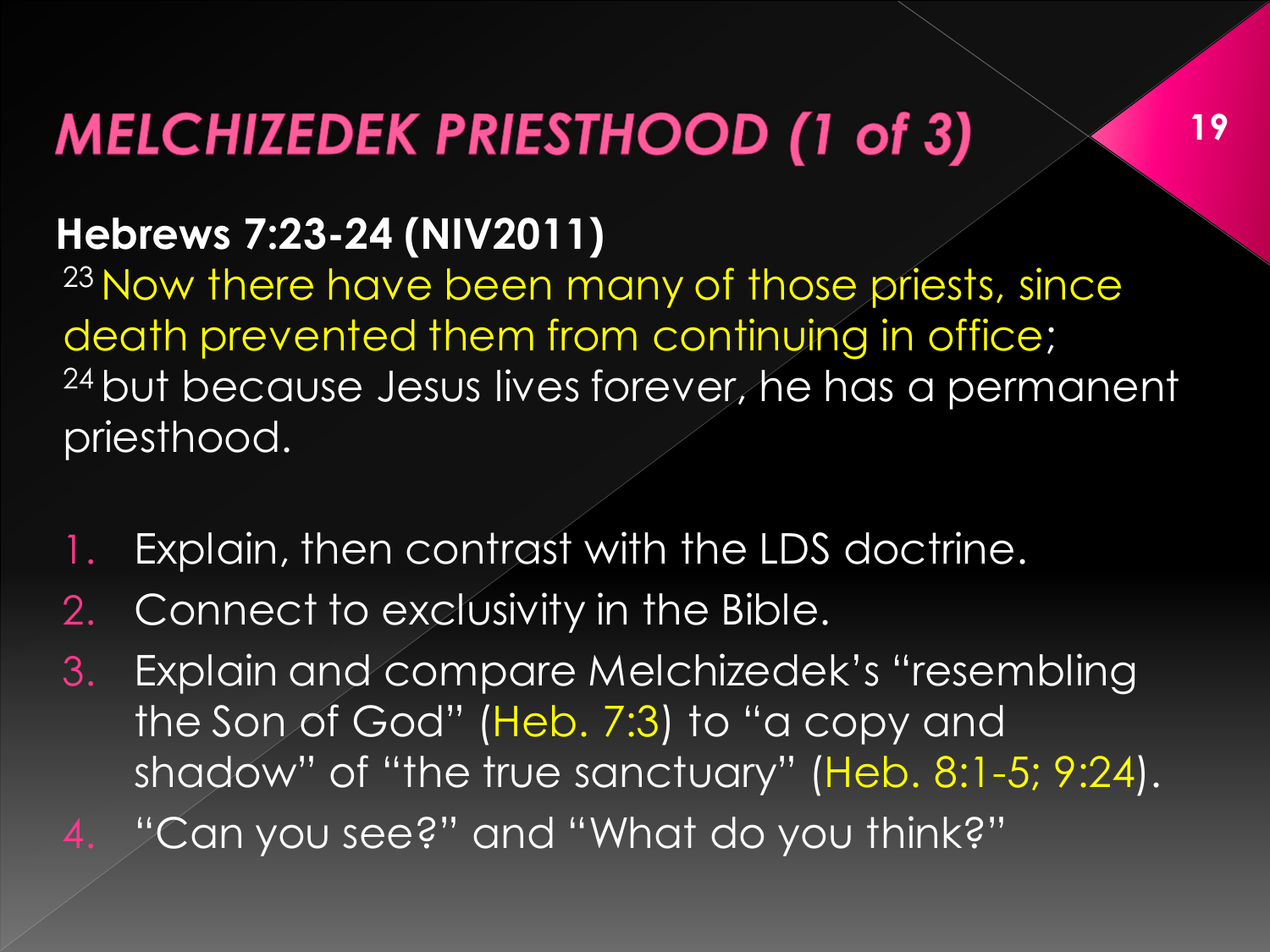# MELCHIZEDEK PRIESTHOOD (1 of 3)

**Hebrews 7:23-24 (NIV2011)**

[23] Now there have been many of those priests, since death prevented them from continuing in office; [24] but because Jesus lives forever, he has a permanent priesthood.

1. Explain, then contrast with the LDS doctrine.
2. Connect to exclusivity in the Bible.
3. Explain and compare Melchizedek's "resembling the Son of God" (Heb. 7:3) to "a copy and shadow" of "the true sanctuary" (Heb. 8:1-5; 9:24).
4. "Can you see?" and "What do you think?"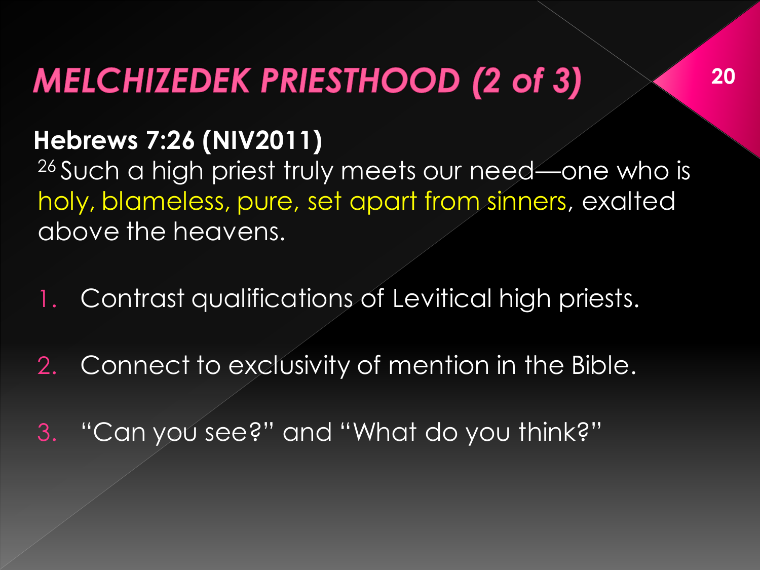# MELCHIZEDEK PRIESTHOOD (2 of 3)

**Hebrews 7:26 (NIV2011)**

[26] Such a high priest truly meets our need—one who is holy, blameless, pure, set apart from sinners, exalted above the heavens.

1. Contrast qualifications of Levitical high priests.
2. Connect to exclusivity of mention in the Bible.
3. "Can you see?" and "What do you think?"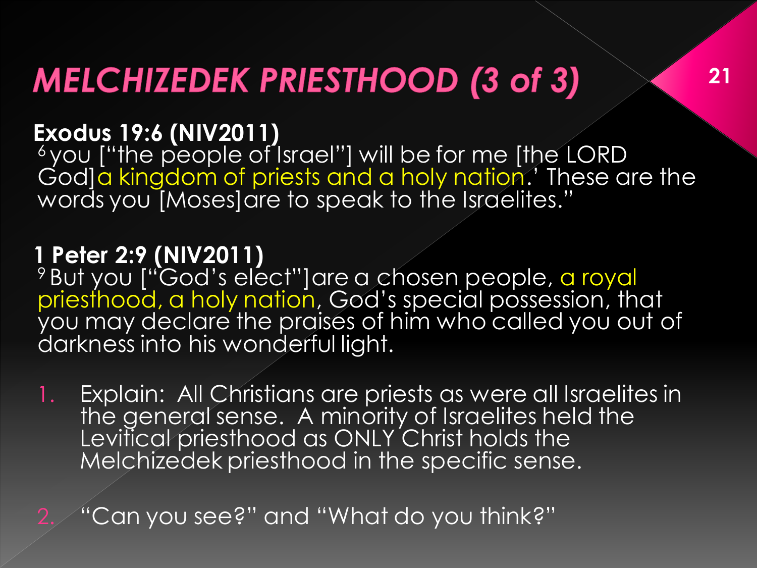# MELCHIZEDEK PRIESTHOOD (3 of 3)

**Exodus 19:6 (NIV2011)**
[6] you ["the people of Israel"] will be for me [the LORD God] a kingdom of priests and a holy nation.' These are the words you [Moses] are to speak to the Israelites."

**1 Peter 2:9 (NIV2011)**
[9] But you ["God's elect"] are a chosen people, a royal priesthood, a holy nation, God's special possession, that you may declare the praises of him who called you out of darkness into his wonderful light.

1. Explain: All Christians are priests as were all Israelites in the general sense. A minority of Israelites held the Levitical priesthood as ONLY Christ holds the Melchizedek priesthood in the specific sense.
2. "Can you see?" and "What do you think?"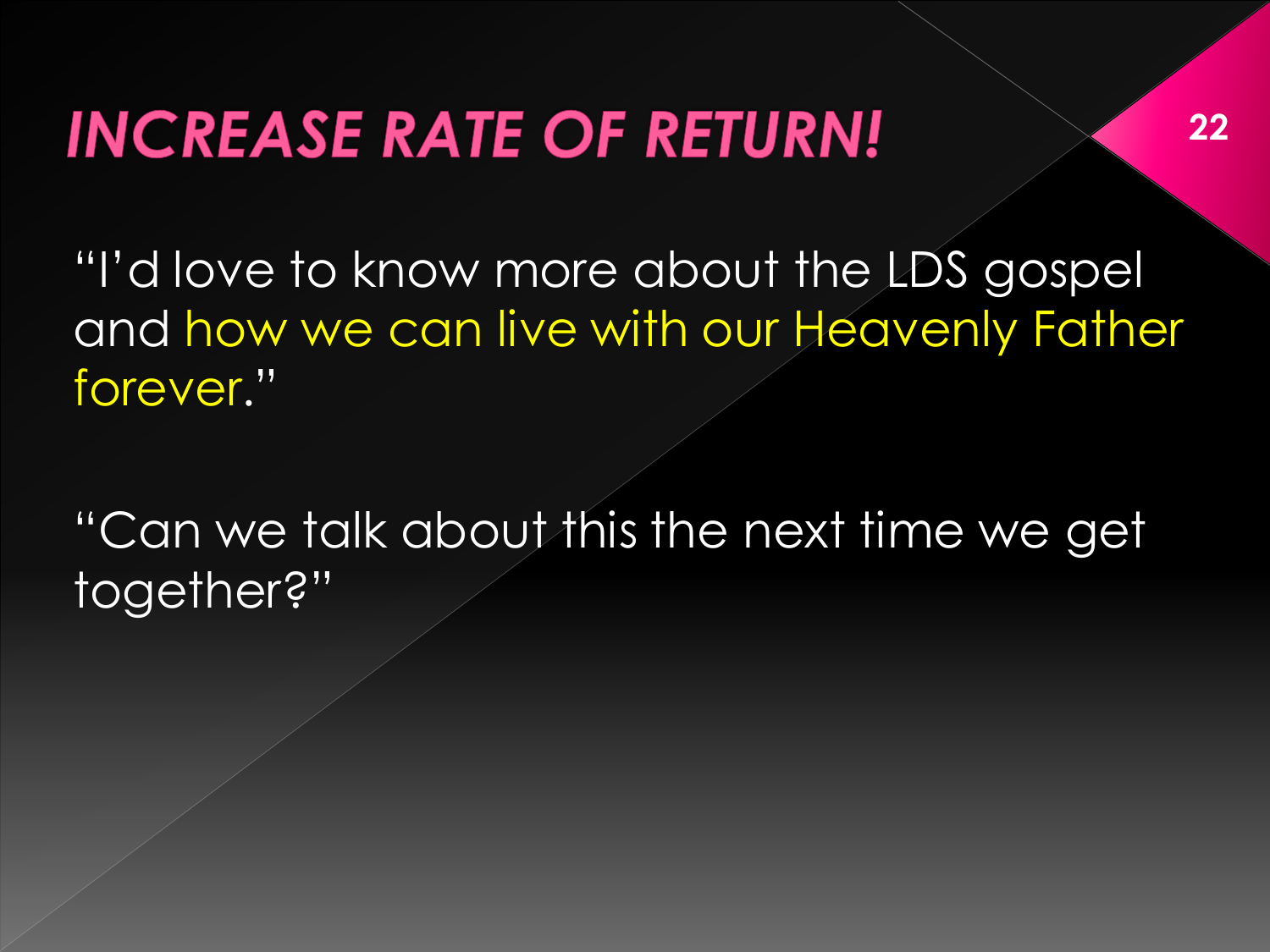# INCREASE RATE OF RETURN!

"I'd love to know more about the LDS gospel and how we can live with our Heavenly Father forever."

"Can we talk about this the next time we get together?"